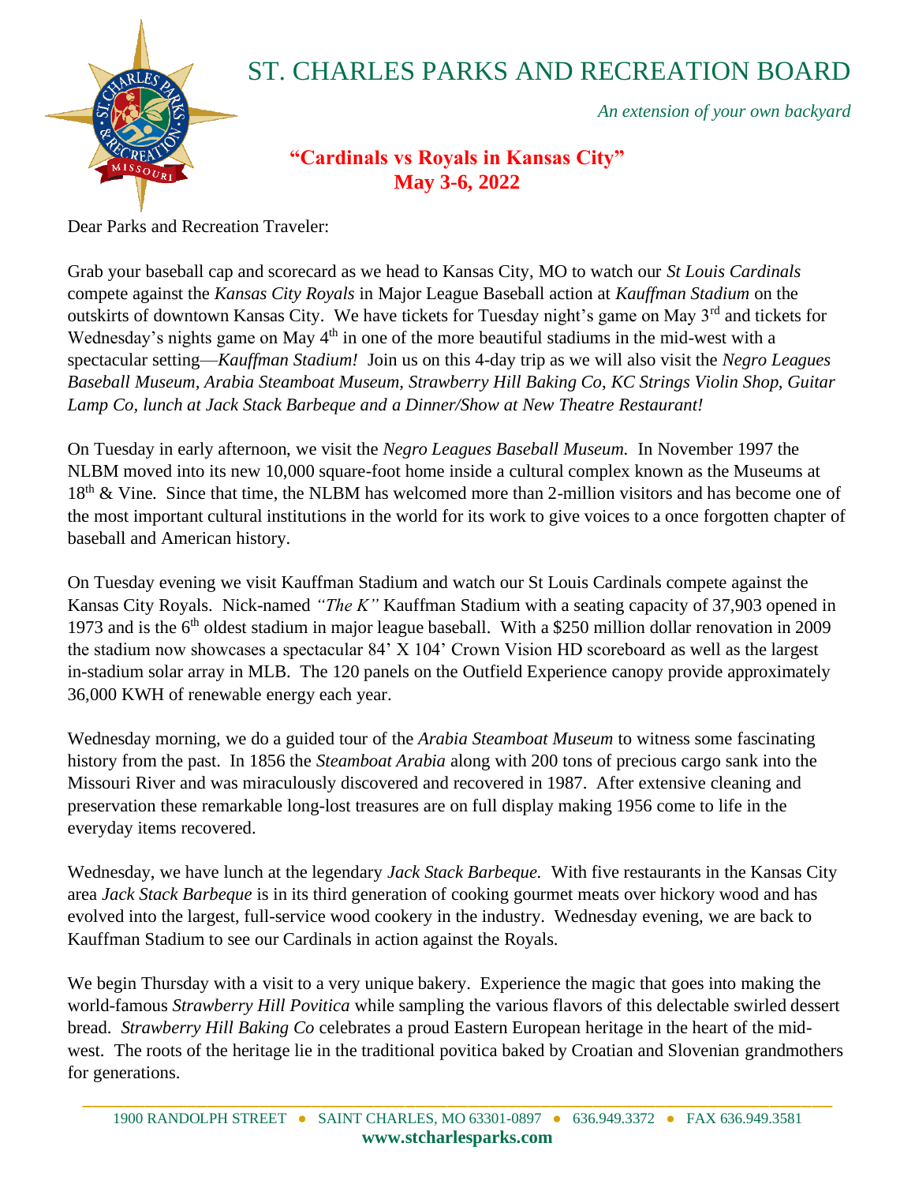# ST. CHARLES PARKS AND RECREATION BOARD

*An extension of your own backyard*

**"Cardinals vs Royals in Kansas City"**
**May 3-6, 2022**

Dear Parks and Recreation Traveler:

Grab your baseball cap and scorecard as we head to Kansas City, MO to watch our *St Louis Cardinals* compete against the *Kansas City Royals* in Major League Baseball action at *Kauffman Stadium* on the outskirts of downtown Kansas City. We have tickets for Tuesday night's game on May 3rd and tickets for Wednesday's nights game on May 4th in one of the more beautiful stadiums in the mid-west with a spectacular setting—*Kauffman Stadium!* Join us on this 4-day trip as we will also visit the *Negro Leagues Baseball Museum, Arabia Steamboat Museum, Strawberry Hill Baking Co, KC Strings Violin Shop, Guitar Lamp Co, lunch at Jack Stack Barbeque and a Dinner/Show at New Theatre Restaurant!*

On Tuesday in early afternoon, we visit the *Negro Leagues Baseball Museum.* In November 1997 the NLBM moved into its new 10,000 square-foot home inside a cultural complex known as the Museums at 18th & Vine. Since that time, the NLBM has welcomed more than 2-million visitors and has become one of the most important cultural institutions in the world for its work to give voices to a once forgotten chapter of baseball and American history.

On Tuesday evening we visit Kauffman Stadium and watch our St Louis Cardinals compete against the Kansas City Royals. Nick-named *"The K"* Kauffman Stadium with a seating capacity of 37,903 opened in 1973 and is the 6th oldest stadium in major league baseball. With a $250 million dollar renovation in 2009 the stadium now showcases a spectacular 84' X 104' Crown Vision HD scoreboard as well as the largest in-stadium solar array in MLB. The 120 panels on the Outfield Experience canopy provide approximately 36,000 KWH of renewable energy each year.

Wednesday morning, we do a guided tour of the *Arabia Steamboat Museum* to witness some fascinating history from the past. In 1856 the *Steamboat Arabia* along with 200 tons of precious cargo sank into the Missouri River and was miraculously discovered and recovered in 1987. After extensive cleaning and preservation these remarkable long-lost treasures are on full display making 1956 come to life in the everyday items recovered.

Wednesday, we have lunch at the legendary *Jack Stack Barbeque.* With five restaurants in the Kansas City area *Jack Stack Barbeque* is in its third generation of cooking gourmet meats over hickory wood and has evolved into the largest, full-service wood cookery in the industry. Wednesday evening, we are back to Kauffman Stadium to see our Cardinals in action against the Royals.

We begin Thursday with a visit to a very unique bakery. Experience the magic that goes into making the world-famous *Strawberry Hill Povitica* while sampling the various flavors of this delectable swirled dessert bread. *Strawberry Hill Baking Co* celebrates a proud Eastern European heritage in the heart of the mid-west. The roots of the heritage lie in the traditional povitica baked by Croatian and Slovenian grandmothers for generations.

1900 RANDOLPH STREET • SAINT CHARLES, MO 63301-0897 • 636.949.3372 • FAX 636.949.3581
**www.stcharlesparks.com**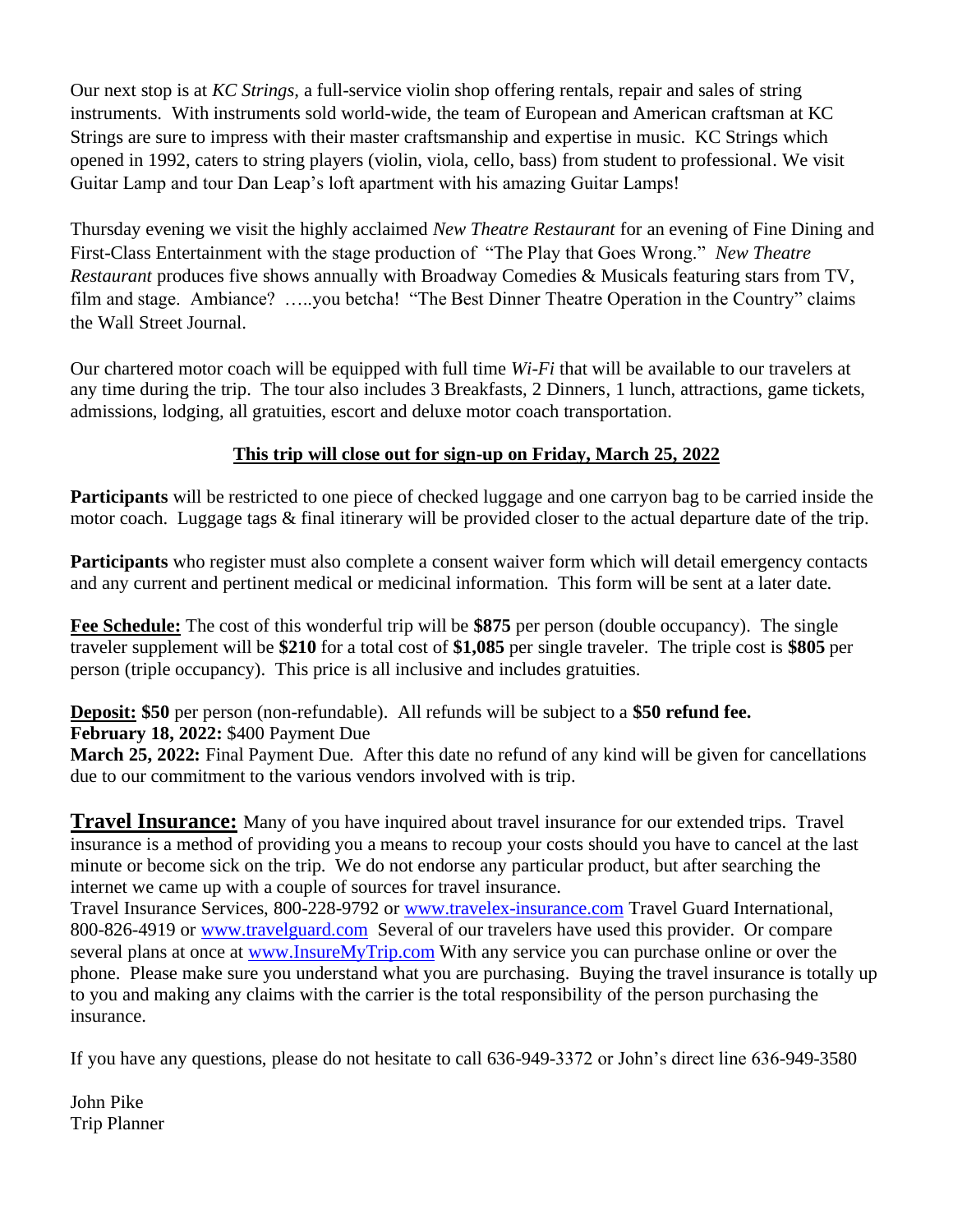Our next stop is at *KC Strings,* a full-service violin shop offering rentals, repair and sales of string instruments. With instruments sold world-wide, the team of European and American craftsman at KC Strings are sure to impress with their master craftsmanship and expertise in music. KC Strings which opened in 1992, caters to string players (violin, viola, cello, bass) from student to professional. We visit Guitar Lamp and tour Dan Leap's loft apartment with his amazing Guitar Lamps!

Thursday evening we visit the highly acclaimed *New Theatre Restaurant* for an evening of Fine Dining and First-Class Entertainment with the stage production of "The Play that Goes Wrong." *New Theatre Restaurant* produces five shows annually with Broadway Comedies & Musicals featuring stars from TV, film and stage. Ambiance? …..you betcha! "The Best Dinner Theatre Operation in the Country" claims the Wall Street Journal.

Our chartered motor coach will be equipped with full time *Wi-Fi* that will be available to our travelers at any time during the trip. The tour also includes 3 Breakfasts, 2 Dinners, 1 lunch, attractions, game tickets, admissions, lodging, all gratuities, escort and deluxe motor coach transportation.

**This trip will close out for sign-up on Friday, March 25, 2022**

**Participants** will be restricted to one piece of checked luggage and one carryon bag to be carried inside the motor coach. Luggage tags & final itinerary will be provided closer to the actual departure date of the trip.

**Participants** who register must also complete a consent waiver form which will detail emergency contacts and any current and pertinent medical or medicinal information. This form will be sent at a later date.

**Fee Schedule:** The cost of this wonderful trip will be **$875** per person (double occupancy). The single traveler supplement will be **$210** for a total cost of **$1,085** per single traveler. The triple cost is **$805** per person (triple occupancy). This price is all inclusive and includes gratuities.

**Deposit:** **$50** per person (non-refundable). All refunds will be subject to a **$50 refund fee.**
**February 18, 2022:** $400 Payment Due
**March 25, 2022:** Final Payment Due. After this date no refund of any kind will be given for cancellations due to our commitment to the various vendors involved with is trip.

**Travel Insurance:** Many of you have inquired about travel insurance for our extended trips. Travel insurance is a method of providing you a means to recoup your costs should you have to cancel at the last minute or become sick on the trip. We do not endorse any particular product, but after searching the internet we came up with a couple of sources for travel insurance.
Travel Insurance Services, 800-228-9792 or www.travelex-insurance.com Travel Guard International, 800-826-4919 or www.travelguard.com Several of our travelers have used this provider. Or compare several plans at once at www.InsureMyTrip.com With any service you can purchase online or over the phone. Please make sure you understand what you are purchasing. Buying the travel insurance is totally up to you and making any claims with the carrier is the total responsibility of the person purchasing the insurance.

If you have any questions, please do not hesitate to call 636-949-3372 or John's direct line 636-949-3580

John Pike
Trip Planner